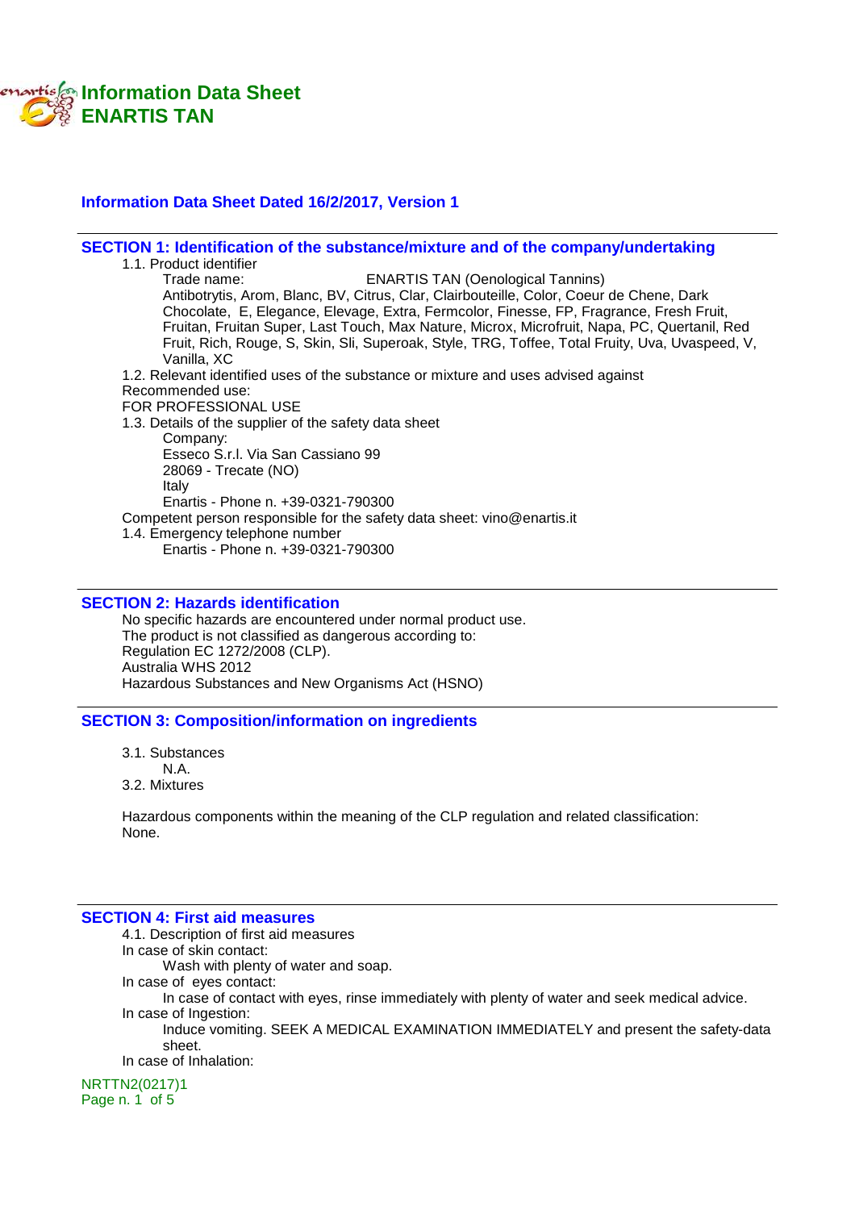# Information Data Sheet
# ENARTIS TAN

**Information Data Sheet Dated 16/2/2017, Version 1**

## SECTION 1: Identification of the substance/mixture and of the company/undertaking

1.1. Product identifier

Trade name: ENARTIS TAN (Oenological Tannins)

Antibotrytis, Arom, Blanc, BV, Citrus, Clar, Clairbouteille, Color, Coeur de Chene, Dark Chocolate, E, Elegance, Elevage, Extra, Fermcolor, Finesse, FP, Fragrance, Fresh Fruit, Fruitan, Fruitan Super, Last Touch, Max Nature, Microx, Microfruit, Napa, PC, Quertanil, Red Fruit, Rich, Rouge, S, Skin, Sli, Superoak, Style, TRG, Toffee, Total Fruity, Uva, Uvaspeed, V, Vanilla, XC

1.2. Relevant identified uses of the substance or mixture and uses advised against

Recommended use:

FOR PROFESSIONAL USE

1.3. Details of the supplier of the safety data sheet

Company:
Esseco S.r.l. Via San Cassiano 99
28069 - Trecate (NO)
Italy
Enartis - Phone n. +39-0321-790300

Competent person responsible for the safety data sheet: vino@enartis.it

1.4. Emergency telephone number

Enartis - Phone n. +39-0321-790300

## SECTION 2: Hazards identification

No specific hazards are encountered under normal product use.
The product is not classified as dangerous according to:
Regulation EC 1272/2008 (CLP).
Australia WHS 2012
Hazardous Substances and New Organisms Act (HSNO)

## SECTION 3: Composition/information on ingredients

3.1. Substances

N.A.

3.2. Mixtures

Hazardous components within the meaning of the CLP regulation and related classification:
None.

## SECTION 4: First aid measures

4.1. Description of first aid measures

In case of skin contact:

Wash with plenty of water and soap.

In case of eyes contact:

In case of contact with eyes, rinse immediately with plenty of water and seek medical advice.

In case of Ingestion:

Induce vomiting. SEEK A MEDICAL EXAMINATION IMMEDIATELY and present the safety-data sheet.

In case of Inhalation:

NRTTN2(0217)1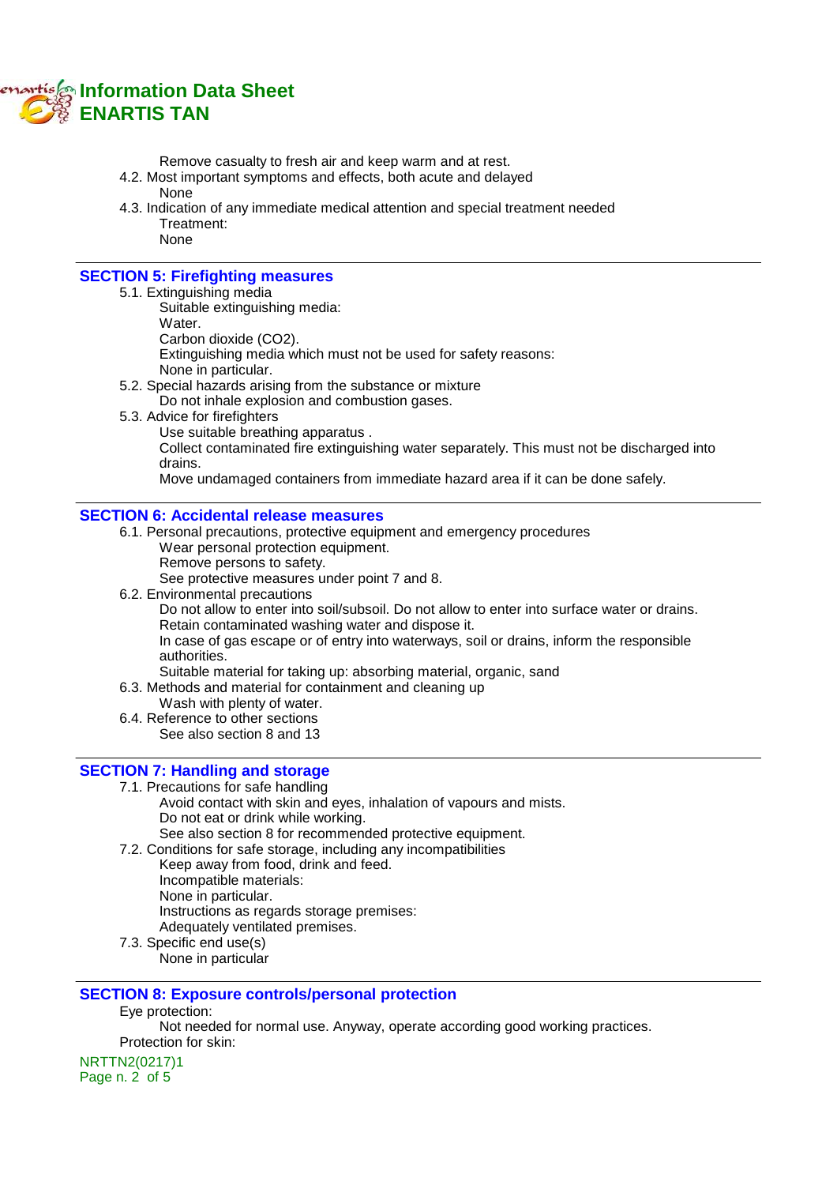Remove casualty to fresh air and keep warm and at rest.

4.2. Most important symptoms and effects, both acute and delayed
  None

4.3. Indication of any immediate medical attention and special treatment needed
  Treatment:
  None

## SECTION 5: Firefighting measures

5.1. Extinguishing media
  Suitable extinguishing media:
  Water.
  Carbon dioxide ($CO_2$).
  Extinguishing media which must not be used for safety reasons:
  None in particular.

5.2. Special hazards arising from the substance or mixture
  Do not inhale explosion and combustion gases.

5.3. Advice for firefighters
  Use suitable breathing apparatus .
  Collect contaminated fire extinguishing water separately. This must not be discharged into drains.
  Move undamaged containers from immediate hazard area if it can be done safely.

## SECTION 6: Accidental release measures

6.1. Personal precautions, protective equipment and emergency procedures
  Wear personal protection equipment.
  Remove persons to safety.
  See protective measures under point 7 and 8.

6.2. Environmental precautions
  Do not allow to enter into soil/subsoil. Do not allow to enter into surface water or drains.
  Retain contaminated washing water and dispose it.
  In case of gas escape or of entry into waterways, soil or drains, inform the responsible authorities.
  Suitable material for taking up: absorbing material, organic, sand

6.3. Methods and material for containment and cleaning up
  Wash with plenty of water.

6.4. Reference to other sections
  See also section 8 and 13

## SECTION 7: Handling and storage

7.1. Precautions for safe handling
  Avoid contact with skin and eyes, inhalation of vapours and mists.
  Do not eat or drink while working.
  See also section 8 for recommended protective equipment.

7.2. Conditions for safe storage, including any incompatibilities
  Keep away from food, drink and feed.
  Incompatible materials:
  None in particular.
  Instructions as regards storage premises:
  Adequately ventilated premises.

7.3. Specific end use(s)
  None in particular

## SECTION 8: Exposure controls/personal protection

Eye protection:
  Not needed for normal use. Anyway, operate according good working practices.

Protection for skin: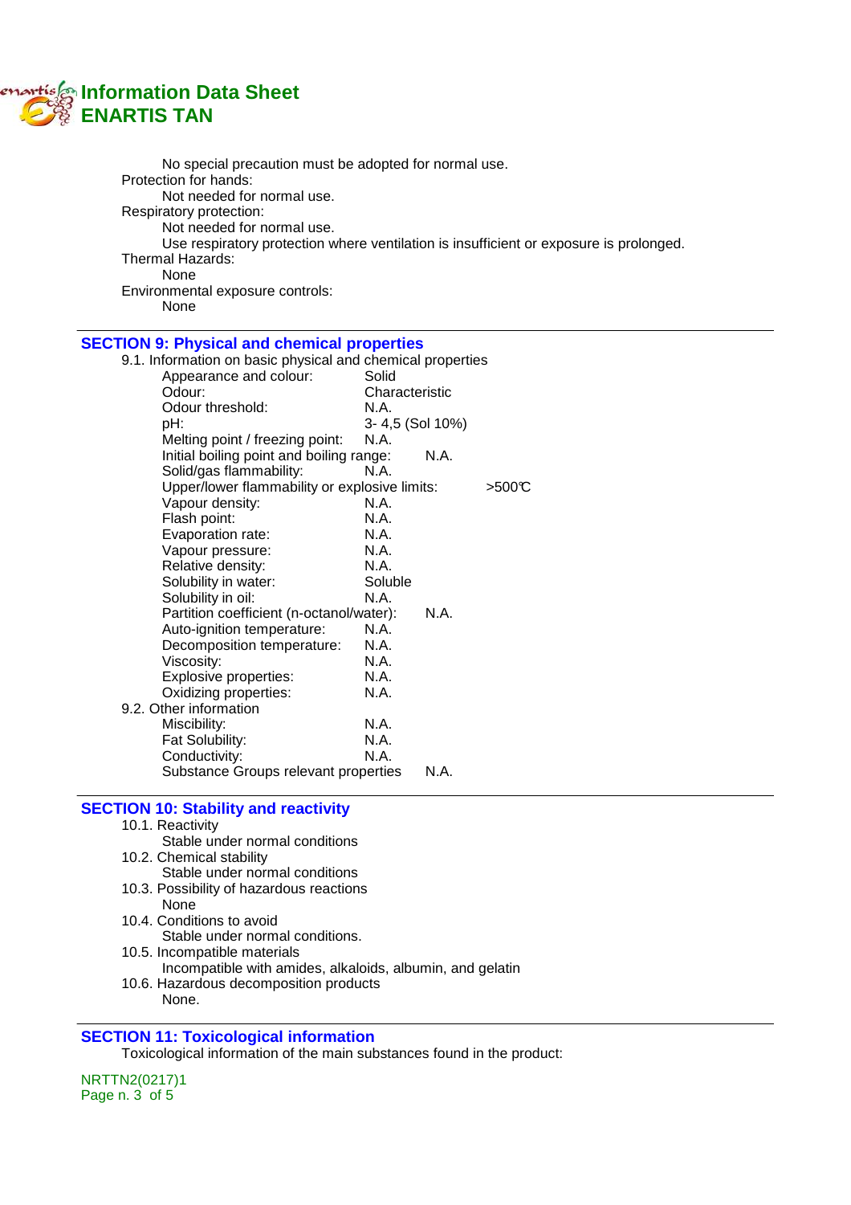No special precaution must be adopted for normal use.

Protection for hands:

Not needed for normal use.

Respiratory protection:

Not needed for normal use.

Use respiratory protection where ventilation is insufficient or exposure is prolonged.

Thermal Hazards:

None

Environmental exposure controls:

None

## SECTION 9: Physical and chemical properties

9.1. Information on basic physical and chemical properties

| Property | Value |
|---|---|
| Appearance and colour: | Solid |
| Odour: | Characteristic |
| Odour threshold: | N.A. |
| pH: | 3- 4,5 (Sol 10%) |
| Melting point / freezing point: | N.A. |
| Initial boiling point and boiling range: | N.A. |
| Solid/gas flammability: | N.A. |
| Upper/lower flammability or explosive limits: | >500℃ |
| Vapour density: | N.A. |
| Flash point: | N.A. |
| Evaporation rate: | N.A. |
| Vapour pressure: | N.A. |
| Relative density: | N.A. |
| Solubility in water: | Soluble |
| Solubility in oil: | N.A. |
| Partition coefficient (n-octanol/water): | N.A. |
| Auto-ignition temperature: | N.A. |
| Decomposition temperature: | N.A. |
| Viscosity: | N.A. |
| Explosive properties: | N.A. |
| Oxidizing properties: | N.A. |

9.2. Other information

| Property | Value |
|---|---|
| Miscibility: | N.A. |
| Fat Solubility: | N.A. |
| Conductivity: | N.A. |
| Substance Groups relevant properties | N.A. |

## SECTION 10: Stability and reactivity

10.1. Reactivity

Stable under normal conditions

10.2. Chemical stability

Stable under normal conditions

10.3. Possibility of hazardous reactions

None

10.4. Conditions to avoid

Stable under normal conditions.

10.5. Incompatible materials

Incompatible with amides, alkaloids, albumin, and gelatin

10.6. Hazardous decomposition products

None.

## SECTION 11: Toxicological information

Toxicological information of the main substances found in the product:

NRTTN2(0217)1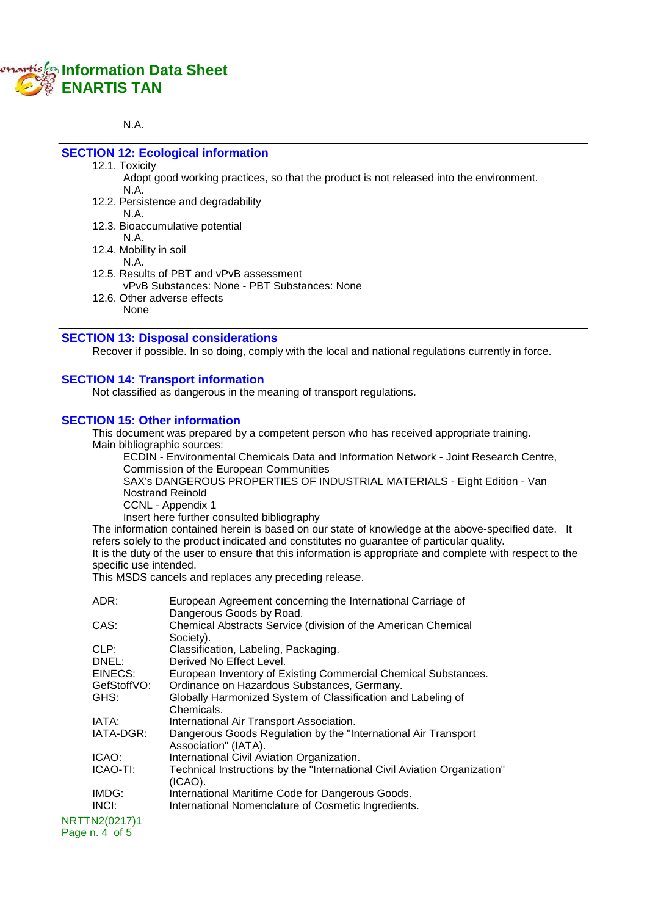N.A.

## SECTION 12: Ecological information

12.1. Toxicity

Adopt good working practices, so that the product is not released into the environment.

N.A.

12.2. Persistence and degradability

N.A.

12.3. Bioaccumulative potential

N.A.

12.4. Mobility in soil

N.A.

12.5. Results of PBT and vPvB assessment

vPvB Substances: None - PBT Substances: None

12.6. Other adverse effects

None

## SECTION 13: Disposal considerations

Recover if possible. In so doing, comply with the local and national regulations currently in force.

## SECTION 14: Transport information

Not classified as dangerous in the meaning of transport regulations.

## SECTION 15: Other information

This document was prepared by a competent person who has received appropriate training.

Main bibliographic sources:

ECDIN - Environmental Chemicals Data and Information Network - Joint Research Centre, Commission of the European Communities

SAX's DANGEROUS PROPERTIES OF INDUSTRIAL MATERIALS - Eight Edition - Van Nostrand Reinold

CCNL - Appendix 1

Insert here further consulted bibliography

The information contained herein is based on our state of knowledge at the above-specified date. It refers solely to the product indicated and constitutes no guarantee of particular quality.

It is the duty of the user to ensure that this information is appropriate and complete with respect to the specific use intended.

This MSDS cancels and replaces any preceding release.

| | |
|---|---|
| ADR: | European Agreement concerning the International Carriage of Dangerous Goods by Road. |
| CAS: | Chemical Abstracts Service (division of the American Chemical Society). |
| CLP: | Classification, Labeling, Packaging. |
| DNEL: | Derived No Effect Level. |
| EINECS: | European Inventory of Existing Commercial Chemical Substances. |
| GefStoffVO: | Ordinance on Hazardous Substances, Germany. |
| GHS: | Globally Harmonized System of Classification and Labeling of Chemicals. |
| IATA: | International Air Transport Association. |
| IATA-DGR: | Dangerous Goods Regulation by the "International Air Transport Association" (IATA). |
| ICAO: | International Civil Aviation Organization. |
| ICAO-TI: | Technical Instructions by the "International Civil Aviation Organization" (ICAO). |
| IMDG: | International Maritime Code for Dangerous Goods. |
| INCI: | International Nomenclature of Cosmetic Ingredients. |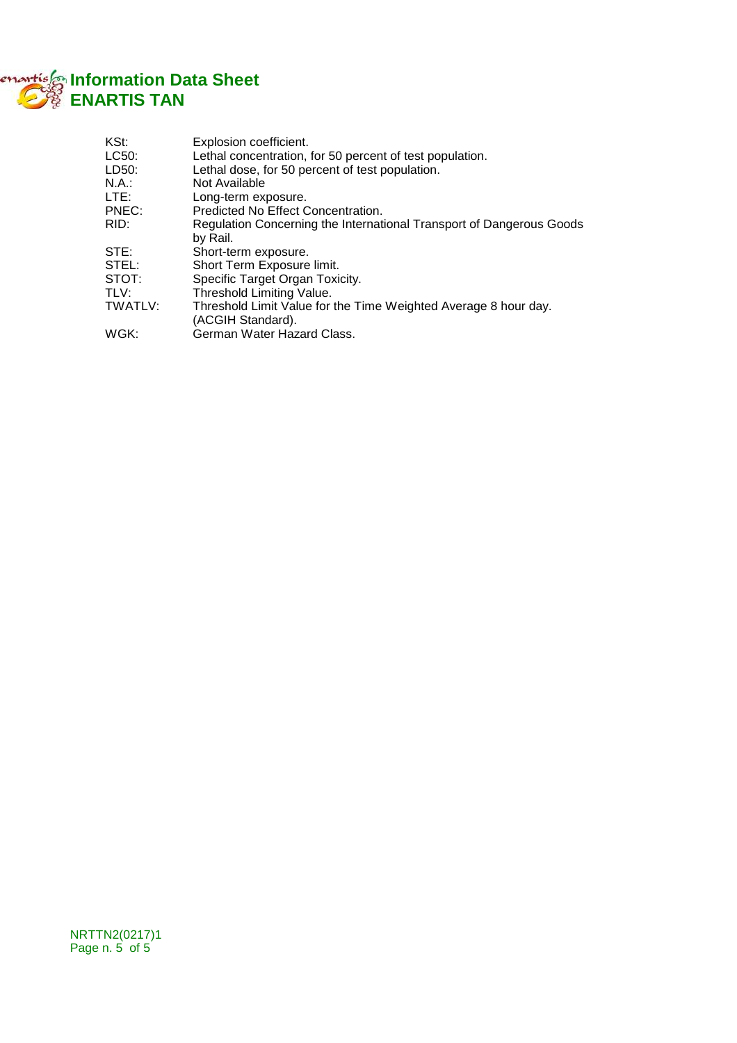| | |
|---|---|
| KSt: | Explosion coefficient. |
| LC50: | Lethal concentration, for 50 percent of test population. |
| LD50: | Lethal dose, for 50 percent of test population. |
| N.A.: | Not Available |
| LTE: | Long-term exposure. |
| PNEC: | Predicted No Effect Concentration. |
| RID: | Regulation Concerning the International Transport of Dangerous Goods by Rail. |
| STE: | Short-term exposure. |
| STEL: | Short Term Exposure limit. |
| STOT: | Specific Target Organ Toxicity. |
| TLV: | Threshold Limiting Value. |
| TWATLV: | Threshold Limit Value for the Time Weighted Average 8 hour day. (ACGIH Standard). |
| WGK: | German Water Hazard Class. |